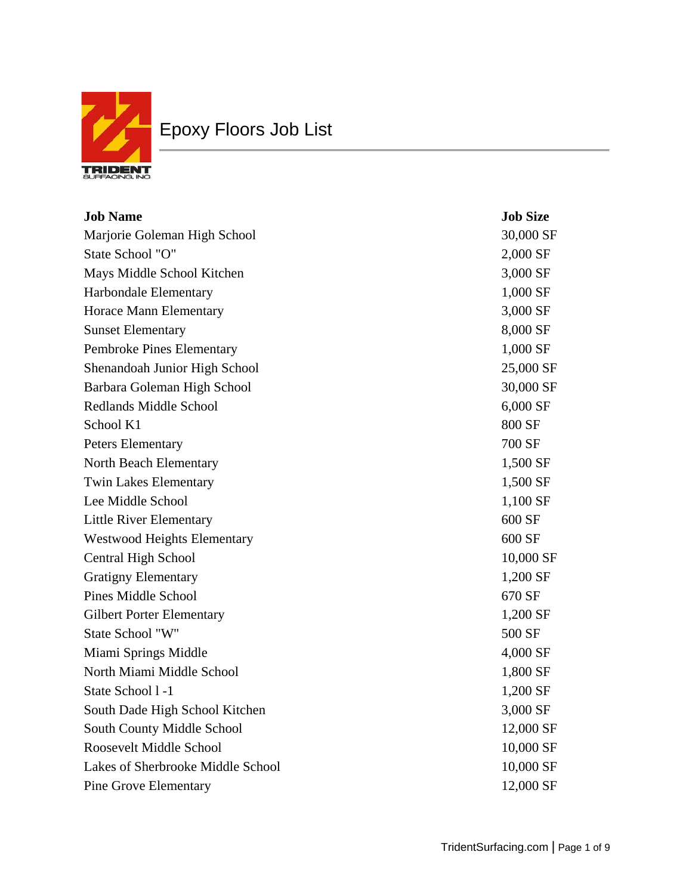# Epoxy Floors Job List

| Job Name | Job Size |
| --- | --- |
| Marjorie Goleman High School | 30,000 SF |
| State School "O" | 2,000 SF |
| Mays Middle School Kitchen | 3,000 SF |
| Harbondale Elementary | 1,000 SF |
| Horace Mann Elementary | 3,000 SF |
| Sunset Elementary | 8,000 SF |
| Pembroke Pines Elementary | 1,000 SF |
| Shenandoah Junior High School | 25,000 SF |
| Barbara Goleman High School | 30,000 SF |
| Redlands Middle School | 6,000 SF |
| School K1 | 800 SF |
| Peters Elementary | 700 SF |
| North Beach Elementary | 1,500 SF |
| Twin Lakes Elementary | 1,500 SF |
| Lee Middle School | 1,100 SF |
| Little River Elementary | 600 SF |
| Westwood Heights Elementary | 600 SF |
| Central High School | 10,000 SF |
| Gratigny Elementary | 1,200 SF |
| Pines Middle School | 670 SF |
| Gilbert Porter Elementary | 1,200 SF |
| State School "W" | 500 SF |
| Miami Springs Middle | 4,000 SF |
| North Miami Middle School | 1,800 SF |
| State School l -1 | 1,200 SF |
| South Dade High School Kitchen | 3,000 SF |
| South County Middle School | 12,000 SF |
| Roosevelt Middle School | 10,000 SF |
| Lakes of Sherbrooke Middle School | 10,000 SF |
| Pine Grove Elementary | 12,000 SF |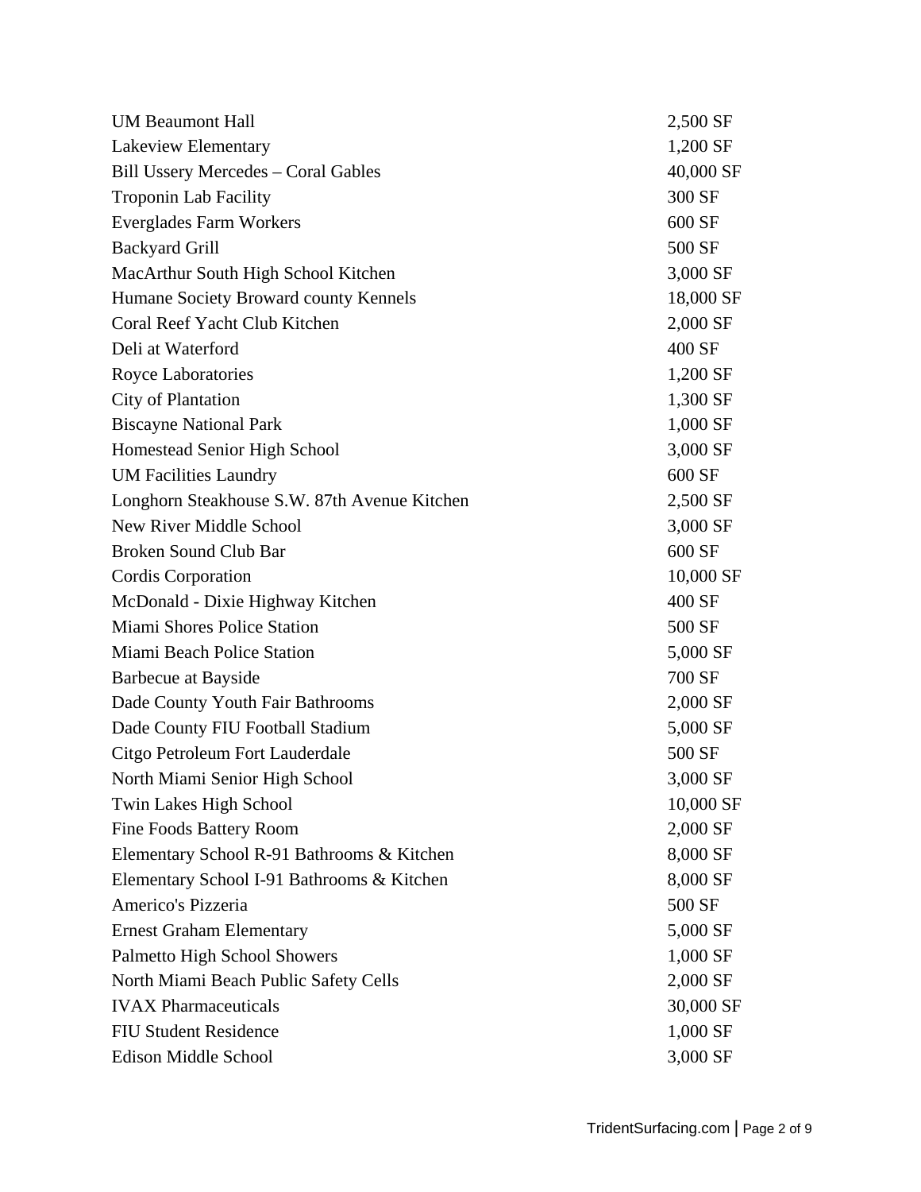| | |
|---|---|
| UM Beaumont Hall | 2,500 SF |
| Lakeview Elementary | 1,200 SF |
| Bill Ussery Mercedes – Coral Gables | 40,000 SF |
| Troponin Lab Facility | 300 SF |
| Everglades Farm Workers | 600 SF |
| Backyard Grill | 500 SF |
| MacArthur South High School Kitchen | 3,000 SF |
| Humane Society Broward county Kennels | 18,000 SF |
| Coral Reef Yacht Club Kitchen | 2,000 SF |
| Deli at Waterford | 400 SF |
| Royce Laboratories | 1,200 SF |
| City of Plantation | 1,300 SF |
| Biscayne National Park | 1,000 SF |
| Homestead Senior High School | 3,000 SF |
| UM Facilities Laundry | 600 SF |
| Longhorn Steakhouse S.W. 87th Avenue Kitchen | 2,500 SF |
| New River Middle School | 3,000 SF |
| Broken Sound Club Bar | 600 SF |
| Cordis Corporation | 10,000 SF |
| McDonald - Dixie Highway Kitchen | 400 SF |
| Miami Shores Police Station | 500 SF |
| Miami Beach Police Station | 5,000 SF |
| Barbecue at Bayside | 700 SF |
| Dade County Youth Fair Bathrooms | 2,000 SF |
| Dade County FIU Football Stadium | 5,000 SF |
| Citgo Petroleum Fort Lauderdale | 500 SF |
| North Miami Senior High School | 3,000 SF |
| Twin Lakes High School | 10,000 SF |
| Fine Foods Battery Room | 2,000 SF |
| Elementary School R-91 Bathrooms & Kitchen | 8,000 SF |
| Elementary School I-91 Bathrooms & Kitchen | 8,000 SF |
| Americo's Pizzeria | 500 SF |
| Ernest Graham Elementary | 5,000 SF |
| Palmetto High School Showers | 1,000 SF |
| North Miami Beach Public Safety Cells | 2,000 SF |
| IVAX Pharmaceuticals | 30,000 SF |
| FIU Student Residence | 1,000 SF |
| Edison Middle School | 3,000 SF |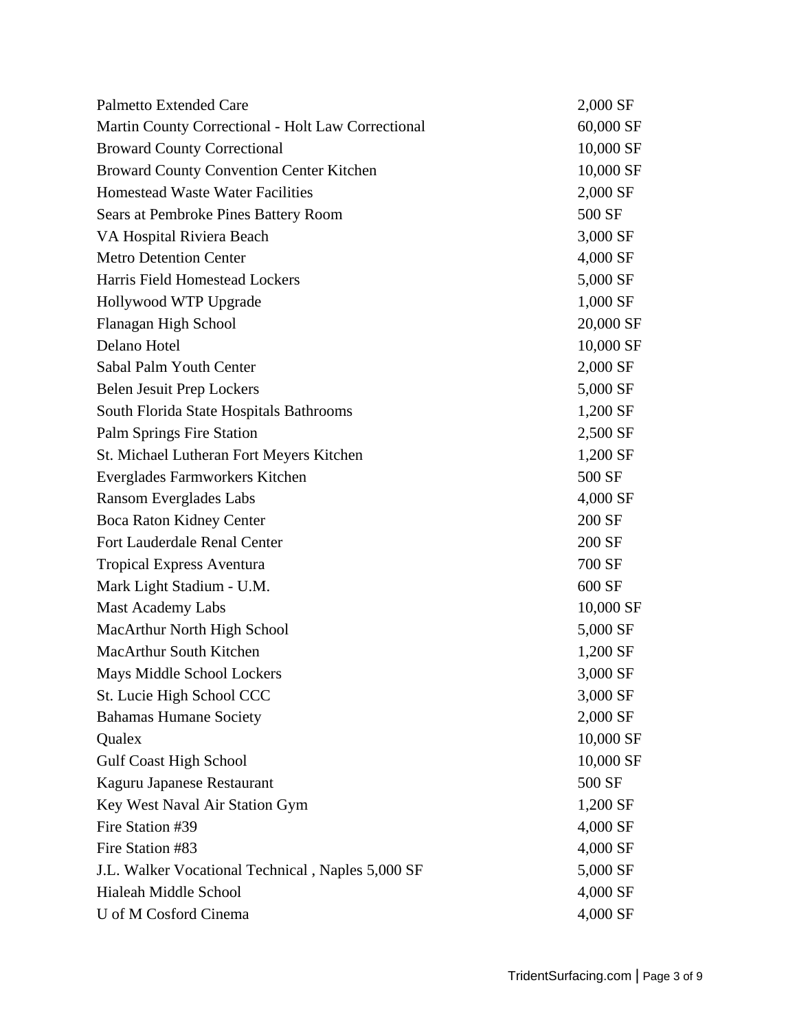| | |
|---|---|
| Palmetto Extended Care | 2,000 SF |
| Martin County Correctional - Holt Law Correctional | 60,000 SF |
| Broward County Correctional | 10,000 SF |
| Broward County Convention Center Kitchen | 10,000 SF |
| Homestead Waste Water Facilities | 2,000 SF |
| Sears at Pembroke Pines Battery Room | 500 SF |
| VA Hospital Riviera Beach | 3,000 SF |
| Metro Detention Center | 4,000 SF |
| Harris Field Homestead Lockers | 5,000 SF |
| Hollywood WTP Upgrade | 1,000 SF |
| Flanagan High School | 20,000 SF |
| Delano Hotel | 10,000 SF |
| Sabal Palm Youth Center | 2,000 SF |
| Belen Jesuit Prep Lockers | 5,000 SF |
| South Florida State Hospitals Bathrooms | 1,200 SF |
| Palm Springs Fire Station | 2,500 SF |
| St. Michael Lutheran Fort Meyers Kitchen | 1,200 SF |
| Everglades Farmworkers Kitchen | 500 SF |
| Ransom Everglades Labs | 4,000 SF |
| Boca Raton Kidney Center | 200 SF |
| Fort Lauderdale Renal Center | 200 SF |
| Tropical Express Aventura | 700 SF |
| Mark Light Stadium - U.M. | 600 SF |
| Mast Academy Labs | 10,000 SF |
| MacArthur North High School | 5,000 SF |
| MacArthur South Kitchen | 1,200 SF |
| Mays Middle School Lockers | 3,000 SF |
| St. Lucie High School CCC | 3,000 SF |
| Bahamas Humane Society | 2,000 SF |
| Qualex | 10,000 SF |
| Gulf Coast High School | 10,000 SF |
| Kaguru Japanese Restaurant | 500 SF |
| Key West Naval Air Station Gym | 1,200 SF |
| Fire Station #39 | 4,000 SF |
| Fire Station #83 | 4,000 SF |
| J.L. Walker Vocational Technical , Naples 5,000 SF | 5,000 SF |
| Hialeah Middle School | 4,000 SF |
| U of M Cosford Cinema | 4,000 SF |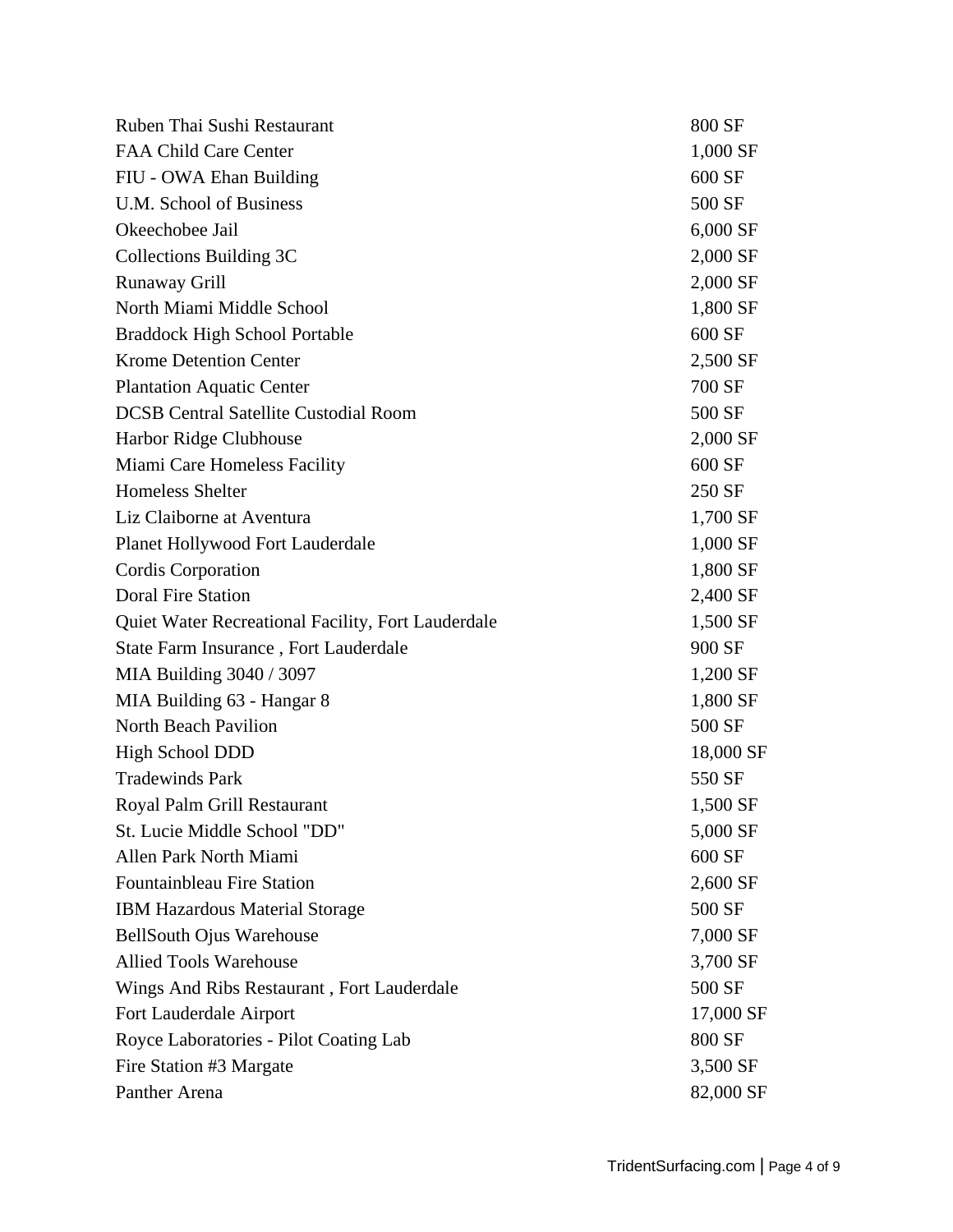| | |
|---|---|
| Ruben Thai Sushi Restaurant | 800 SF |
| FAA Child Care Center | 1,000 SF |
| FIU - OWA Ehan Building | 600 SF |
| U.M. School of Business | 500 SF |
| Okeechobee Jail | 6,000 SF |
| Collections Building 3C | 2,000 SF |
| Runaway Grill | 2,000 SF |
| North Miami Middle School | 1,800 SF |
| Braddock High School Portable | 600 SF |
| Krome Detention Center | 2,500 SF |
| Plantation Aquatic Center | 700 SF |
| DCSB Central Satellite Custodial Room | 500 SF |
| Harbor Ridge Clubhouse | 2,000 SF |
| Miami Care Homeless Facility | 600 SF |
| Homeless Shelter | 250 SF |
| Liz Claiborne at Aventura | 1,700 SF |
| Planet Hollywood Fort Lauderdale | 1,000 SF |
| Cordis Corporation | 1,800 SF |
| Doral Fire Station | 2,400 SF |
| Quiet Water Recreational Facility, Fort Lauderdale | 1,500 SF |
| State Farm Insurance , Fort Lauderdale | 900 SF |
| MIA Building 3040 / 3097 | 1,200 SF |
| MIA Building 63 - Hangar 8 | 1,800 SF |
| North Beach Pavilion | 500 SF |
| High School DDD | 18,000 SF |
| Tradewinds Park | 550 SF |
| Royal Palm Grill Restaurant | 1,500 SF |
| St. Lucie Middle School "DD" | 5,000 SF |
| Allen Park North Miami | 600 SF |
| Fountainbleau Fire Station | 2,600 SF |
| IBM Hazardous Material Storage | 500 SF |
| BellSouth Ojus Warehouse | 7,000 SF |
| Allied Tools Warehouse | 3,700 SF |
| Wings And Ribs Restaurant , Fort Lauderdale | 500 SF |
| Fort Lauderdale Airport | 17,000 SF |
| Royce Laboratories - Pilot Coating Lab | 800 SF |
| Fire Station #3 Margate | 3,500 SF |
| Panther Arena | 82,000 SF |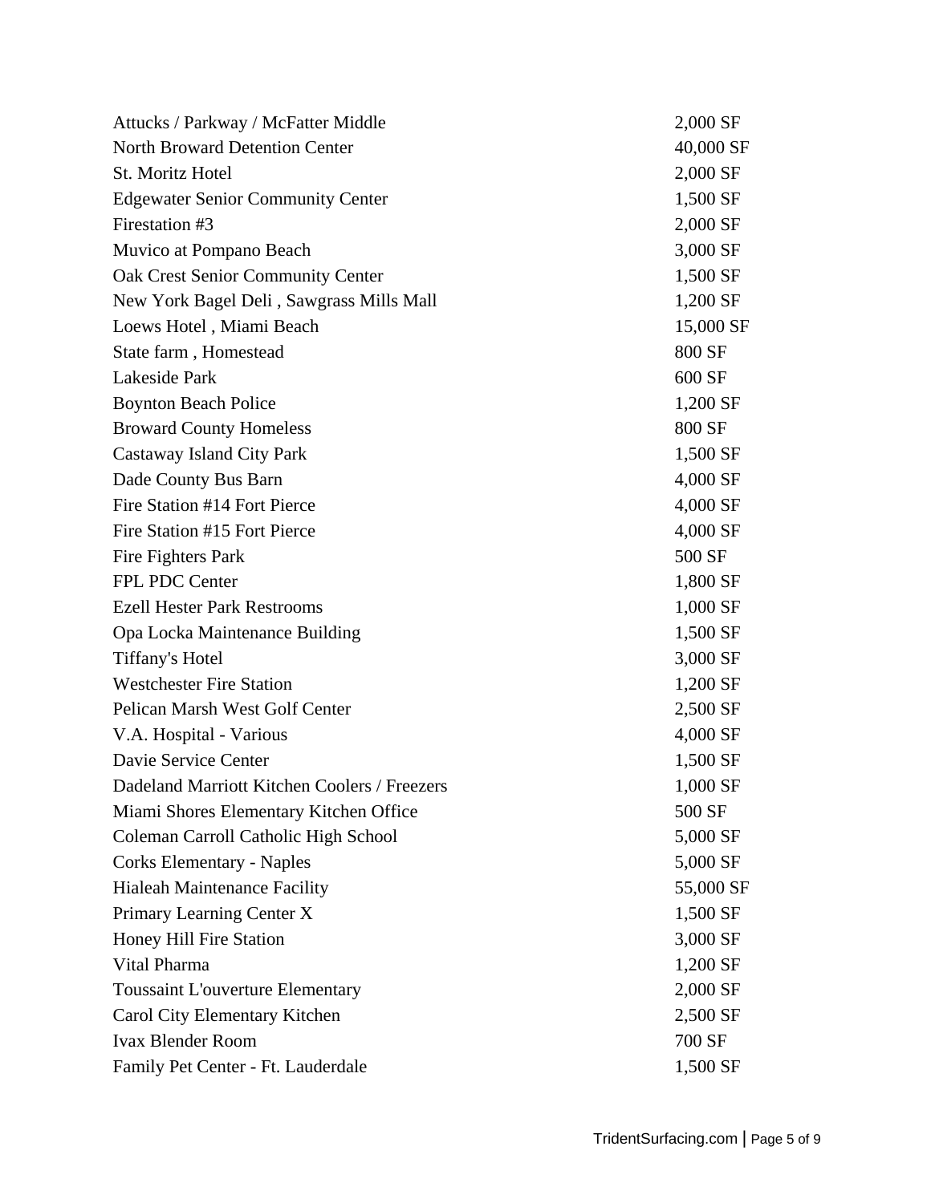| | |
|---|---|
| Attucks / Parkway / McFatter Middle | 2,000 SF |
| North Broward Detention Center | 40,000 SF |
| St. Moritz Hotel | 2,000 SF |
| Edgewater Senior Community Center | 1,500 SF |
| Firestation #3 | 2,000 SF |
| Muvico at Pompano Beach | 3,000 SF |
| Oak Crest Senior Community Center | 1,500 SF |
| New York Bagel Deli , Sawgrass Mills Mall | 1,200 SF |
| Loews Hotel , Miami Beach | 15,000 SF |
| State farm , Homestead | 800 SF |
| Lakeside Park | 600 SF |
| Boynton Beach Police | 1,200 SF |
| Broward County Homeless | 800 SF |
| Castaway Island City Park | 1,500 SF |
| Dade County Bus Barn | 4,000 SF |
| Fire Station #14 Fort Pierce | 4,000 SF |
| Fire Station #15 Fort Pierce | 4,000 SF |
| Fire Fighters Park | 500 SF |
| FPL PDC Center | 1,800 SF |
| Ezell Hester Park Restrooms | 1,000 SF |
| Opa Locka Maintenance Building | 1,500 SF |
| Tiffany's Hotel | 3,000 SF |
| Westchester Fire Station | 1,200 SF |
| Pelican Marsh West Golf Center | 2,500 SF |
| V.A. Hospital - Various | 4,000 SF |
| Davie Service Center | 1,500 SF |
| Dadeland Marriott Kitchen Coolers / Freezers | 1,000 SF |
| Miami Shores Elementary Kitchen Office | 500 SF |
| Coleman Carroll Catholic High School | 5,000 SF |
| Corks Elementary - Naples | 5,000 SF |
| Hialeah Maintenance Facility | 55,000 SF |
| Primary Learning Center X | 1,500 SF |
| Honey Hill Fire Station | 3,000 SF |
| Vital Pharma | 1,200 SF |
| Toussaint L'ouverture Elementary | 2,000 SF |
| Carol City Elementary Kitchen | 2,500 SF |
| Ivax Blender Room | 700 SF |
| Family Pet Center - Ft. Lauderdale | 1,500 SF |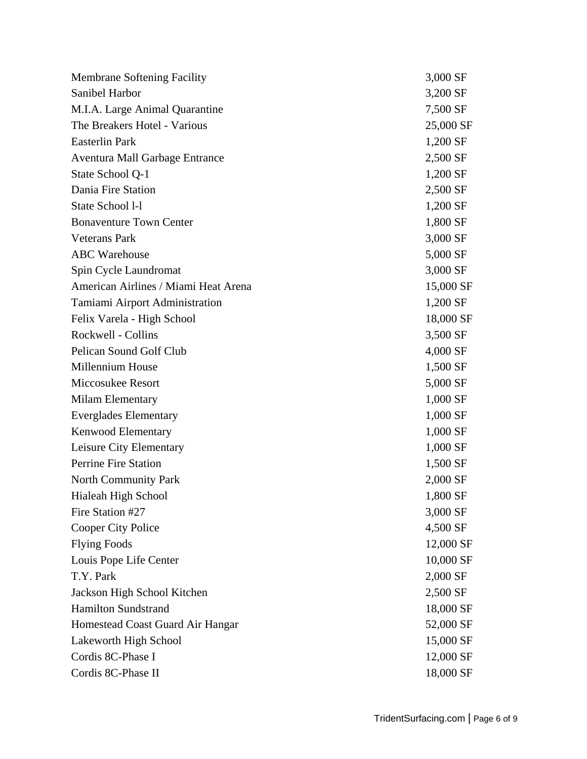| | |
|---|---|
| Membrane Softening Facility | 3,000 SF |
| Sanibel Harbor | 3,200 SF |
| M.I.A. Large Animal Quarantine | 7,500 SF |
| The Breakers Hotel - Various | 25,000 SF |
| Easterlin Park | 1,200 SF |
| Aventura Mall Garbage Entrance | 2,500 SF |
| State School Q-1 | 1,200 SF |
| Dania Fire Station | 2,500 SF |
| State School l-l | 1,200 SF |
| Bonaventure Town Center | 1,800 SF |
| Veterans Park | 3,000 SF |
| ABC Warehouse | 5,000 SF |
| Spin Cycle Laundromat | 3,000 SF |
| American Airlines / Miami Heat Arena | 15,000 SF |
| Tamiami Airport Administration | 1,200 SF |
| Felix Varela - High School | 18,000 SF |
| Rockwell - Collins | 3,500 SF |
| Pelican Sound Golf Club | 4,000 SF |
| Millennium House | 1,500 SF |
| Miccosukee Resort | 5,000 SF |
| Milam Elementary | 1,000 SF |
| Everglades Elementary | 1,000 SF |
| Kenwood Elementary | 1,000 SF |
| Leisure City Elementary | 1,000 SF |
| Perrine Fire Station | 1,500 SF |
| North Community Park | 2,000 SF |
| Hialeah High School | 1,800 SF |
| Fire Station #27 | 3,000 SF |
| Cooper City Police | 4,500 SF |
| Flying Foods | 12,000 SF |
| Louis Pope Life Center | 10,000 SF |
| T.Y. Park | 2,000 SF |
| Jackson High School Kitchen | 2,500 SF |
| Hamilton Sundstrand | 18,000 SF |
| Homestead Coast Guard Air Hangar | 52,000 SF |
| Lakeworth High School | 15,000 SF |
| Cordis 8C-Phase I | 12,000 SF |
| Cordis 8C-Phase II | 18,000 SF |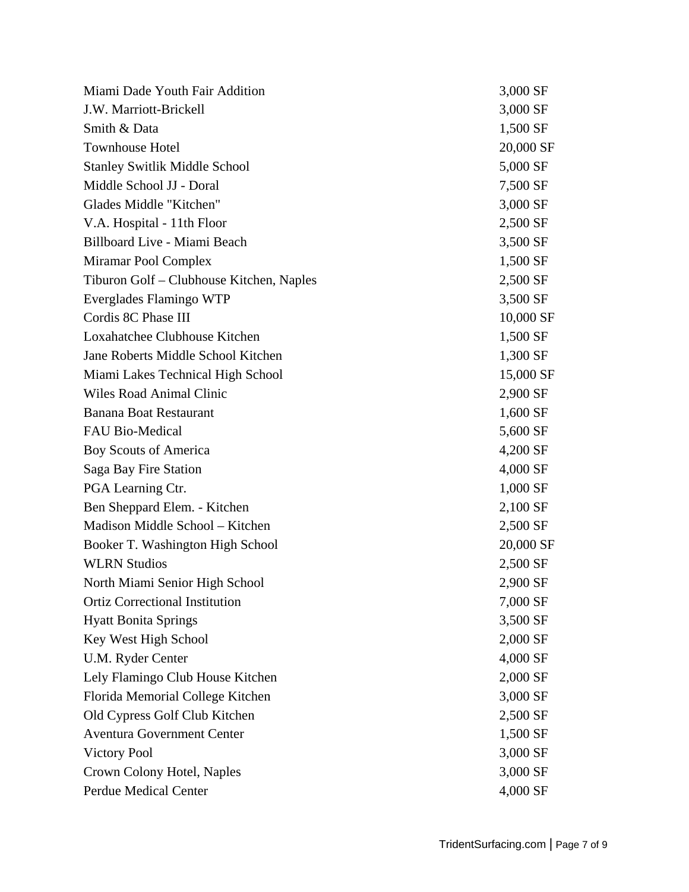| | |
|---|---|
| Miami Dade Youth Fair Addition | 3,000 SF |
| J.W. Marriott-Brickell | 3,000 SF |
| Smith & Data | 1,500 SF |
| Townhouse Hotel | 20,000 SF |
| Stanley Switlik Middle School | 5,000 SF |
| Middle School JJ - Doral | 7,500 SF |
| Glades Middle "Kitchen" | 3,000 SF |
| V.A. Hospital - 11th Floor | 2,500 SF |
| Billboard Live - Miami Beach | 3,500 SF |
| Miramar Pool Complex | 1,500 SF |
| Tiburon Golf – Clubhouse Kitchen, Naples | 2,500 SF |
| Everglades Flamingo WTP | 3,500 SF |
| Cordis 8C Phase III | 10,000 SF |
| Loxahatchee Clubhouse Kitchen | 1,500 SF |
| Jane Roberts Middle School Kitchen | 1,300 SF |
| Miami Lakes Technical High School | 15,000 SF |
| Wiles Road Animal Clinic | 2,900 SF |
| Banana Boat Restaurant | 1,600 SF |
| FAU Bio-Medical | 5,600 SF |
| Boy Scouts of America | 4,200 SF |
| Saga Bay Fire Station | 4,000 SF |
| PGA Learning Ctr. | 1,000 SF |
| Ben Sheppard Elem. - Kitchen | 2,100 SF |
| Madison Middle School – Kitchen | 2,500 SF |
| Booker T. Washington High School | 20,000 SF |
| WLRN Studios | 2,500 SF |
| North Miami Senior High School | 2,900 SF |
| Ortiz Correctional Institution | 7,000 SF |
| Hyatt Bonita Springs | 3,500 SF |
| Key West High School | 2,000 SF |
| U.M. Ryder Center | 4,000 SF |
| Lely Flamingo Club House Kitchen | 2,000 SF |
| Florida Memorial College Kitchen | 3,000 SF |
| Old Cypress Golf Club Kitchen | 2,500 SF |
| Aventura Government Center | 1,500 SF |
| Victory Pool | 3,000 SF |
| Crown Colony Hotel, Naples | 3,000 SF |
| Perdue Medical Center | 4,000 SF |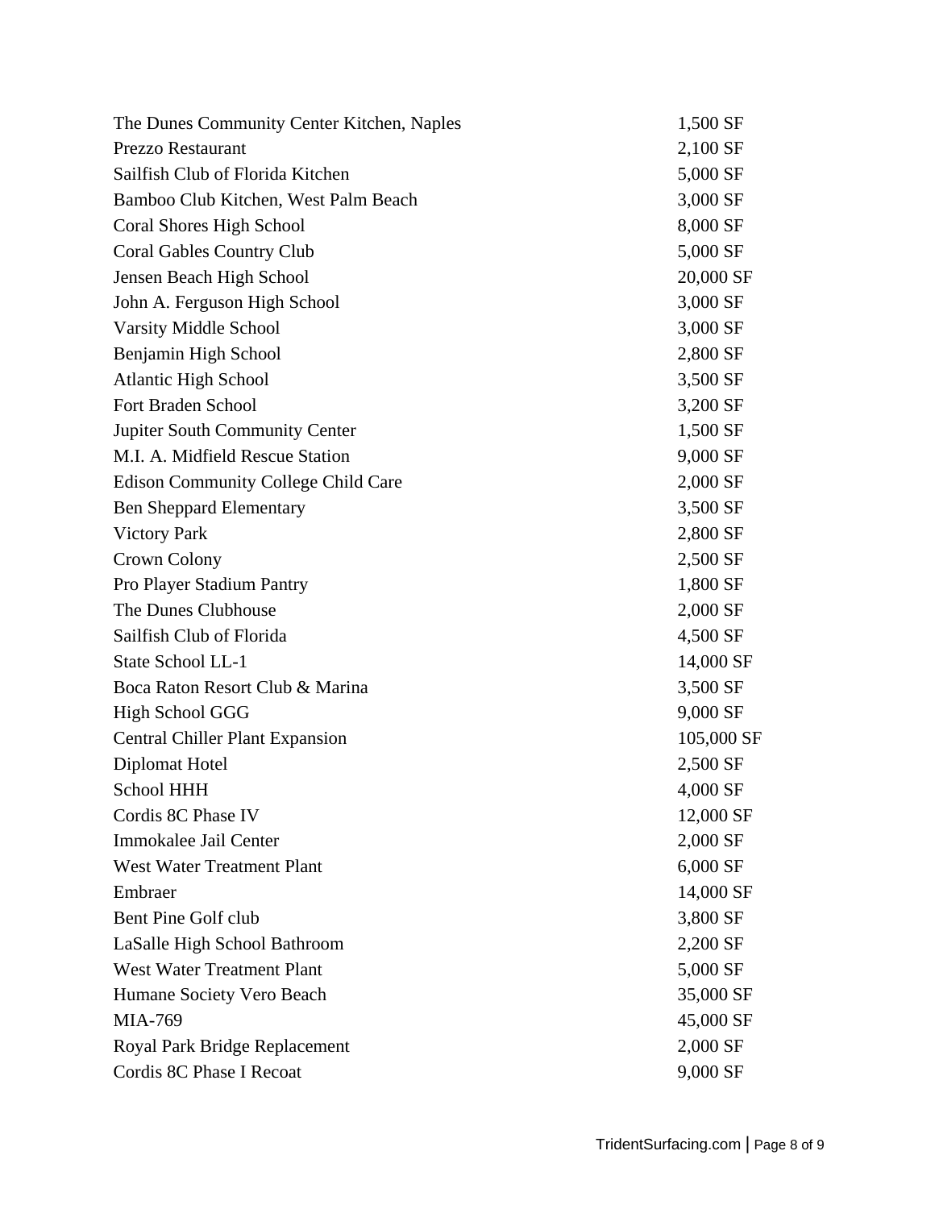| | |
|---|---|
| The Dunes Community Center Kitchen, Naples | 1,500 SF |
| Prezzo Restaurant | 2,100 SF |
| Sailfish Club of Florida Kitchen | 5,000 SF |
| Bamboo Club Kitchen, West Palm Beach | 3,000 SF |
| Coral Shores High School | 8,000 SF |
| Coral Gables Country Club | 5,000 SF |
| Jensen Beach High School | 20,000 SF |
| John A. Ferguson High School | 3,000 SF |
| Varsity Middle School | 3,000 SF |
| Benjamin High School | 2,800 SF |
| Atlantic High School | 3,500 SF |
| Fort Braden School | 3,200 SF |
| Jupiter South Community Center | 1,500 SF |
| M.I. A. Midfield Rescue Station | 9,000 SF |
| Edison Community College Child Care | 2,000 SF |
| Ben Sheppard Elementary | 3,500 SF |
| Victory Park | 2,800 SF |
| Crown Colony | 2,500 SF |
| Pro Player Stadium Pantry | 1,800 SF |
| The Dunes Clubhouse | 2,000 SF |
| Sailfish Club of Florida | 4,500 SF |
| State School LL-1 | 14,000 SF |
| Boca Raton Resort Club & Marina | 3,500 SF |
| High School GGG | 9,000 SF |
| Central Chiller Plant Expansion | 105,000 SF |
| Diplomat Hotel | 2,500 SF |
| School HHH | 4,000 SF |
| Cordis 8C Phase IV | 12,000 SF |
| Immokalee Jail Center | 2,000 SF |
| West Water Treatment Plant | 6,000 SF |
| Embraer | 14,000 SF |
| Bent Pine Golf club | 3,800 SF |
| LaSalle High School Bathroom | 2,200 SF |
| West Water Treatment Plant | 5,000 SF |
| Humane Society Vero Beach | 35,000 SF |
| MIA-769 | 45,000 SF |
| Royal Park Bridge Replacement | 2,000 SF |
| Cordis 8C Phase I Recoat | 9,000 SF |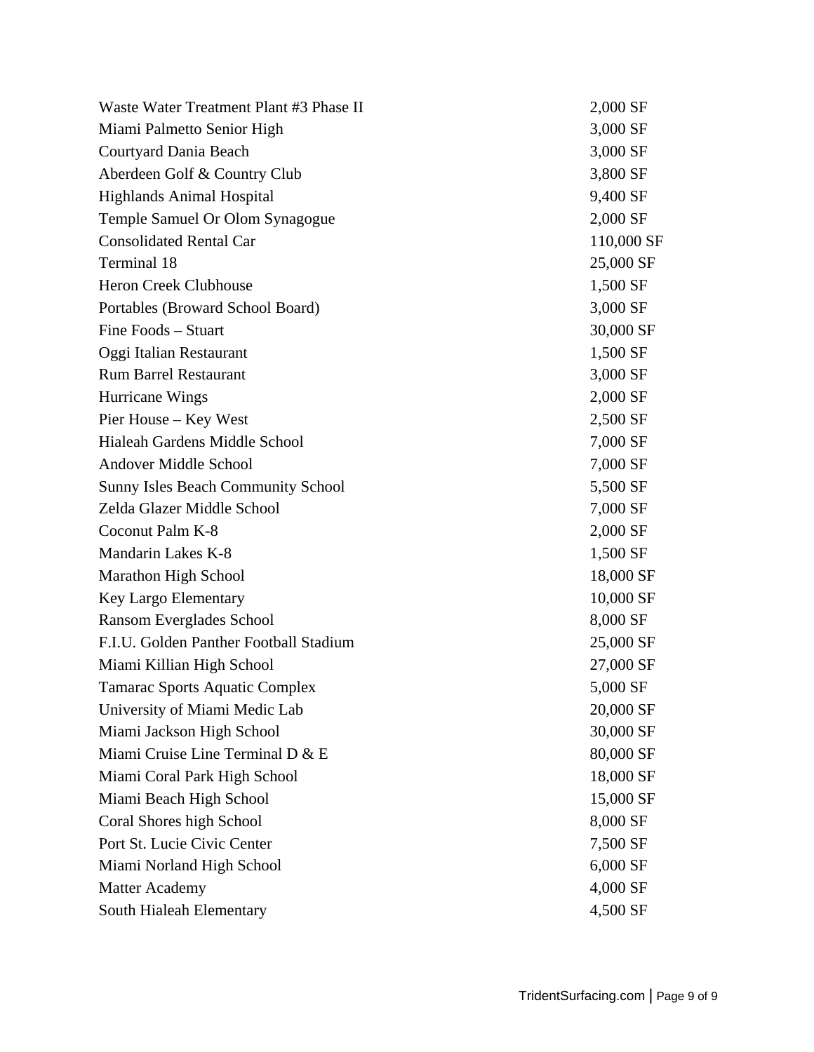| | |
|---|---|
| Waste Water Treatment Plant #3 Phase II | 2,000 SF |
| Miami Palmetto Senior High | 3,000 SF |
| Courtyard Dania Beach | 3,000 SF |
| Aberdeen Golf & Country Club | 3,800 SF |
| Highlands Animal Hospital | 9,400 SF |
| Temple Samuel Or Olom Synagogue | 2,000 SF |
| Consolidated Rental Car | 110,000 SF |
| Terminal 18 | 25,000 SF |
| Heron Creek Clubhouse | 1,500 SF |
| Portables (Broward School Board) | 3,000 SF |
| Fine Foods – Stuart | 30,000 SF |
| Oggi Italian Restaurant | 1,500 SF |
| Rum Barrel Restaurant | 3,000 SF |
| Hurricane Wings | 2,000 SF |
| Pier House – Key West | 2,500 SF |
| Hialeah Gardens Middle School | 7,000 SF |
| Andover Middle School | 7,000 SF |
| Sunny Isles Beach Community School | 5,500 SF |
| Zelda Glazer Middle School | 7,000 SF |
| Coconut Palm K-8 | 2,000 SF |
| Mandarin Lakes K-8 | 1,500 SF |
| Marathon High School | 18,000 SF |
| Key Largo Elementary | 10,000 SF |
| Ransom Everglades School | 8,000 SF |
| F.I.U. Golden Panther Football Stadium | 25,000 SF |
| Miami Killian High School | 27,000 SF |
| Tamarac Sports Aquatic Complex | 5,000 SF |
| University of Miami Medic Lab | 20,000 SF |
| Miami Jackson High School | 30,000 SF |
| Miami Cruise Line Terminal D & E | 80,000 SF |
| Miami Coral Park High School | 18,000 SF |
| Miami Beach High School | 15,000 SF |
| Coral Shores high School | 8,000 SF |
| Port St. Lucie Civic Center | 7,500 SF |
| Miami Norland High School | 6,000 SF |
| Matter Academy | 4,000 SF |
| South Hialeah Elementary | 4,500 SF |